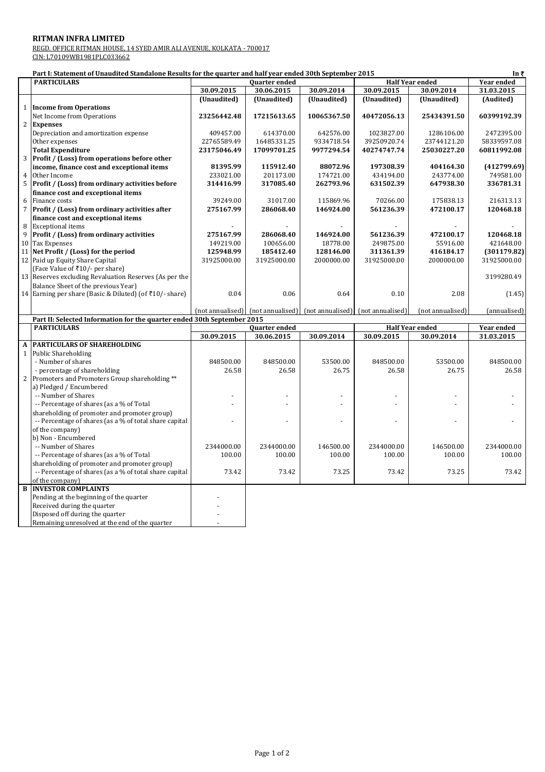**RITMAN INFRA LIMITED**

REGD. OFFICE RITMAN HOUSE, 14 SYED AMIR ALI AVENUE, KOLKATA - 700017

CIN: L70109WB1981PLC033662

**Part I: Statement of Unaudited Standalone Results for the quarter and half year ended 30th September 2015** — In ₹

| | PARTICULARS | Quarter ended | | | Half Year ended | | Year ended |
|---|---|---|---|---|---|---|---|
| | | 30.09.2015 | 30.06.2015 | 30.09.2014 | 30.09.2015 | 30.09.2014 | 31.03.2015 |
| | | (Unaudited) | (Unaudited) | (Unaudited) | (Unaudited) | (Unaudited) | (Audited) |
| 1 | **Income from Operations** | | | | | | |
| | Net Income from Operations | **23256442.48** | **17215613.65** | **10065367.50** | **40472056.13** | **25434391.50** | **60399192.39** |
| 2 | **Expenses** | | | | | | |
| | Depreciation and amortization expense | 409457.00 | 614370.00 | 642576.00 | 1023827.00 | 1286106.00 | 2472395.00 |
| | Other expenses | 22765589.49 | 16485331.25 | 9334718.54 | 39250920.74 | 23744121.20 | 58339597.08 |
| | **Total Expenditure** | **23175046.49** | **17099701.25** | **9977294.54** | **40274747.74** | **25030227.20** | **60811992.08** |
| 3 | **Profit / (Loss) from operations before other income, finance cost and exceptional items** | **81395.99** | **115912.40** | **88072.96** | **197308.39** | **404164.30** | **(412799.69)** |
| 4 | Other Income | 233021.00 | 201173.00 | 174721.00 | 434194.00 | 243774.00 | 749581.00 |
| 5 | **Profit / (Loss) from ordinary activities before finance cost and exceptional items** | **314416.99** | **317085.40** | **262793.96** | **631502.39** | **647938.30** | **336781.31** |
| 6 | Finance costs | 39249.00 | 31017.00 | 115869.96 | 70266.00 | 175838.13 | 216313.13 |
| 7 | **Profit / (Loss) from ordinary activities after finance cost and exceptional items** | **275167.99** | **286068.40** | **146924.00** | **561236.39** | **472100.17** | **120468.18** |
| 8 | Exceptional items | - | - | - | - | - | - |
| 9 | **Profit / (Loss) from ordinary activities** | **275167.99** | **286068.40** | **146924.00** | **561236.39** | **472100.17** | **120468.18** |
| 10 | Tax Expenses | 149219.00 | 100656.00 | 18778.00 | 249875.00 | 55916.00 | 421648.00 |
| 11 | **Net Profit / (Loss) for the period** | **125948.99** | **185412.40** | **128146.00** | **311361.39** | **416184.17** | **(301179.82)** |
| 12 | Paid up Equity Share Capital (Face Value of ₹10/- per share) | 31925000.00 | 31925000.00 | 2000000.00 | 31925000.00 | 2000000.00 | 31925000.00 |
| 13 | Reserves excluding Revaluation Reserves (As per the Balance Sheet of the previous Year) | | | | | | 3199280.49 |
| 14 | Earning per share (Basic & Diluted) (of ₹10/- share) | 0.04 | 0.06 | 0.64 | 0.10 | 2.08 | (1.45) |
| | | (not annualised) | (not annualised) | (not annualised) | (not annualised) | (not annualised) | (annualised) |

**Part II: Selected Information for the quarter ended 30th September 2015**

| | PARTICULARS | Quarter ended | | | Half Year ended | | Year ended |
|---|---|---|---|---|---|---|---|
| | | 30.09.2015 | 30.06.2015 | 30.09.2014 | 30.09.2015 | 30.09.2014 | 31.03.2015 |
| **A** | **PARTICULARS OF SHAREHOLDING** | | | | | | |
| 1 | Public Shareholding | | | | | | |
| | - Number of shares | 848500.00 | 848500.00 | 53500.00 | 848500.00 | 53500.00 | 848500.00 |
| | - percentage of shareholding | 26.58 | 26.58 | 26.75 | 26.58 | 26.75 | 26.58 |
| 2 | Promoters and Promoters Group shareholding ** | | | | | | |
| | a) Pledged / Encumbered | | | | | | |
| | -- Number of Shares | - | - | - | - | - | - |
| | -- Percentage of shares (as a % of Total shareholding of promoter and promoter group) | - | - | - | - | - | - |
| | -- Percentage of shares (as a % of total share capital of the company) | - | - | - | - | - | - |
| | b) Non - Encumbered | | | | | | |
| | -- Number of Shares | 2344000.00 | 2344000.00 | 146500.00 | 2344000.00 | 146500.00 | 2344000.00 |
| | -- Percentage of shares (as a % of Total shareholding of promoter and promoter group) | 100.00 | 100.00 | 100.00 | 100.00 | 100.00 | 100.00 |
| | -- Percentage of shares (as a % of total share capital of the company) | 73.42 | 73.42 | 73.25 | 73.42 | 73.25 | 73.42 |

| **B** | **INVESTOR COMPLAINTS** | |
|---|---|---|
| | Pending at the beginning of the quarter | - |
| | Received during the quarter | - |
| | Disposed off during the quarter | - |
| | Remaining unresolved at the end of the quarter | - |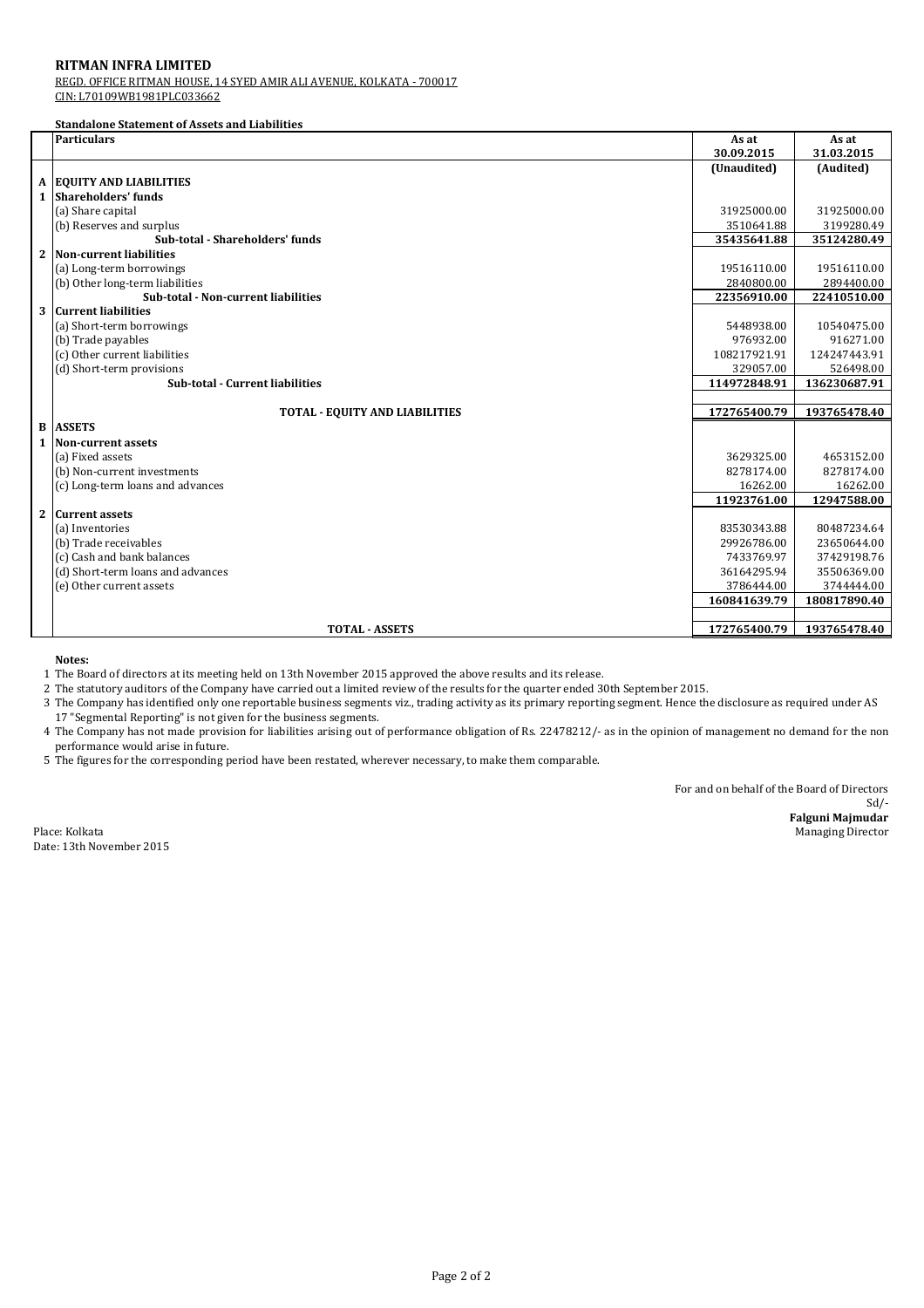**RITMAN INFRA LIMITED**

REGD. OFFICE RITMAN HOUSE, 14 SYED AMIR ALI AVENUE, KOLKATA - 700017

CIN: L70109WB1981PLC033662

**Standalone Statement of Assets and Liabilities**

| | Particulars | As at 30.09.2015 | As at 31.03.2015 |
|---|---|---|---|
| | | (Unaudited) | (Audited) |
| **A** | **EQUITY AND LIABILITIES** | | |
| **1** | **Shareholders' funds** | | |
| | (a) Share capital | 31925000.00 | 31925000.00 |
| | (b) Reserves and surplus | 3510641.88 | 3199280.49 |
| | **Sub-total - Shareholders' funds** | **35435641.88** | **35124280.49** |
| **2** | **Non-current liabilities** | | |
| | (a) Long-term borrowings | 19516110.00 | 19516110.00 |
| | (b) Other long-term liabilities | 2840800.00 | 2894400.00 |
| | **Sub-total - Non-current liabilities** | **22356910.00** | **22410510.00** |
| **3** | **Current liabilities** | | |
| | (a) Short-term borrowings | 5448938.00 | 10540475.00 |
| | (b) Trade payables | 976932.00 | 916271.00 |
| | (c) Other current liabilities | 108217921.91 | 124247443.91 |
| | (d) Short-term provisions | 329057.00 | 526498.00 |
| | **Sub-total - Current liabilities** | **114972848.91** | **136230687.91** |
| | **TOTAL - EQUITY AND LIABILITIES** | **172765400.79** | **193765478.40** |
| **B** | **ASSETS** | | |
| **1** | **Non-current assets** | | |
| | (a) Fixed assets | 3629325.00 | 4653152.00 |
| | (b) Non-current investments | 8278174.00 | 8278174.00 |
| | (c) Long-term loans and advances | 16262.00 | 16262.00 |
| | | **11923761.00** | **12947588.00** |
| **2** | **Current assets** | | |
| | (a) Inventories | 83530343.88 | 80487234.64 |
| | (b) Trade receivables | 29926786.00 | 23650644.00 |
| | (c) Cash and bank balances | 7433769.97 | 37429198.76 |
| | (d) Short-term loans and advances | 36164295.94 | 35506369.00 |
| | (e) Other current assets | 3786444.00 | 3744444.00 |
| | | **160841639.79** | **180817890.40** |
| | **TOTAL - ASSETS** | **172765400.79** | **193765478.40** |

**Notes:**

1. The Board of directors at its meeting held on 13th November 2015 approved the above results and its release.
2. The statutory auditors of the Company have carried out a limited review of the results for the quarter ended 30th September 2015.
3. The Company has identified only one reportable business segments viz., trading activity as its primary reporting segment. Hence the disclosure as required under AS 17 "Segmental Reporting" is not given for the business segments.
4. The Company has not made provision for liabilities arising out of performance obligation of Rs. 22478212/- as in the opinion of management no demand for the non performance would arise in future.
5. The figures for the corresponding period have been restated, wherever necessary, to make them comparable.

For and on behalf of the Board of Directors

Sd/-

**Falguni Majmudar**

Managing Director

Place: Kolkata

Date: 13th November 2015